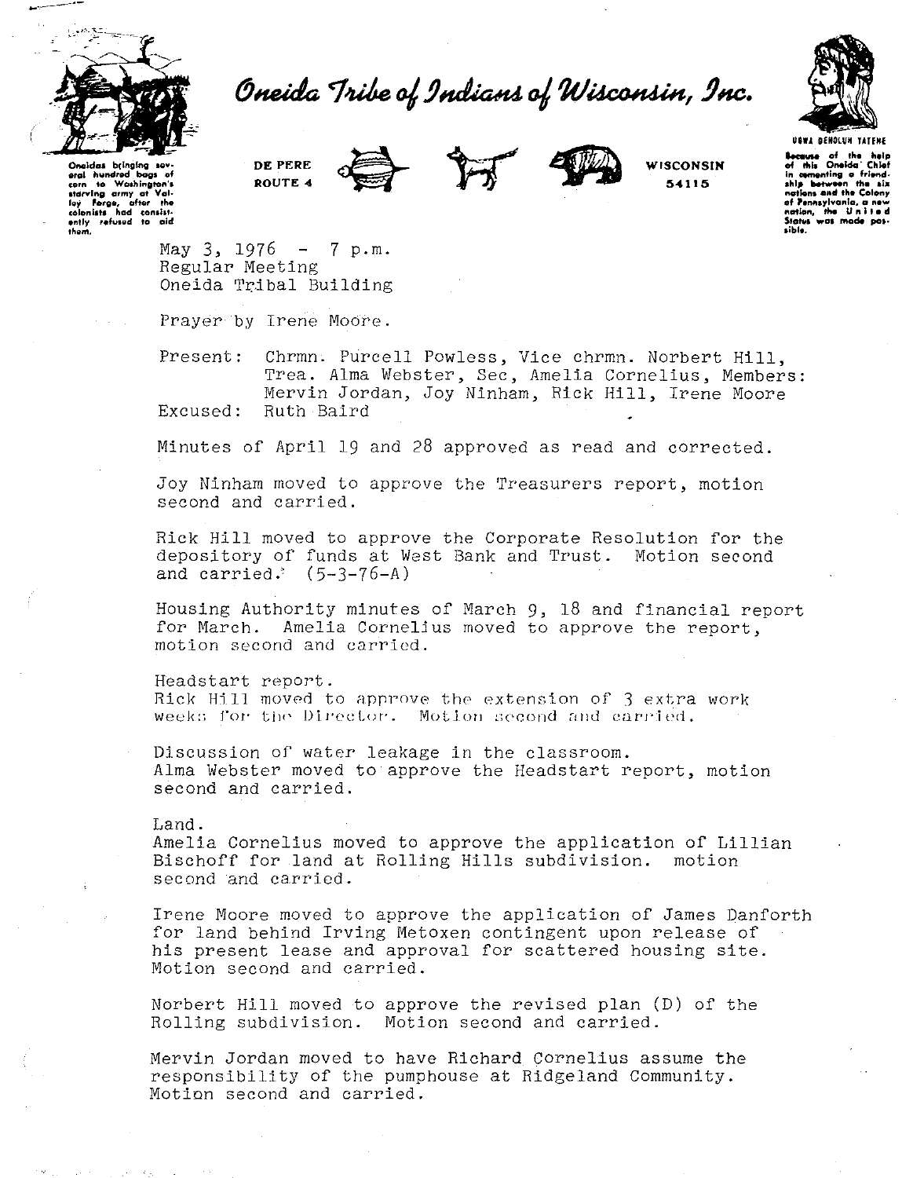# Oneida Tribe of Indians of Wisconsin, Inc.

Oneidas bringing several hundred bags of corn to Washington's starving army at Valley Forge, after the colonists had consistently refused to aid them.

DE PERE
ROUTE 4

WISCONSIN
54115

UGWA DEHOLUH YATEHE

Because of the help of this Oneida Chief in cementing a friendship between the six nations and the Colony of Pennsylvania, a new nation, the United States was made possible.

May 3, 1976 - 7 p.m.
Regular Meeting
Oneida Tribal Building

Prayer by Irene Moore.

Present: Chrmn. Purcell Powless, Vice chrmn. Norbert Hill, Trea. Alma Webster, Sec, Amelia Cornelius, Members: Mervin Jordan, Joy Ninham, Rick Hill, Irene Moore
Excused: Ruth Baird

Minutes of April 19 and 28 approved as read and corrected.

Joy Ninham moved to approve the Treasurers report, motion second and carried.

Rick Hill moved to approve the Corporate Resolution for the depository of funds at West Bank and Trust. Motion second and carried. (5-3-76-A)

Housing Authority minutes of March 9, 18 and financial report for March. Amelia Cornelius moved to approve the report, motion second and carried.

Headstart report.
Rick Hill moved to approve the extension of 3 extra work weeks for the Director. Motion second and carried.

Discussion of water leakage in the classroom.
Alma Webster moved to approve the Headstart report, motion second and carried.

Land.
Amelia Cornelius moved to approve the application of Lillian Bischoff for land at Rolling Hills subdivision. motion second and carried.

Irene Moore moved to approve the application of James Danforth for land behind Irving Metoxen contingent upon release of his present lease and approval for scattered housing site. Motion second and carried.

Norbert Hill moved to approve the revised plan (D) of the Rolling subdivision. Motion second and carried.

Mervin Jordan moved to have Richard Cornelius assume the responsibility of the pumphouse at Ridgeland Community. Motion second and carried.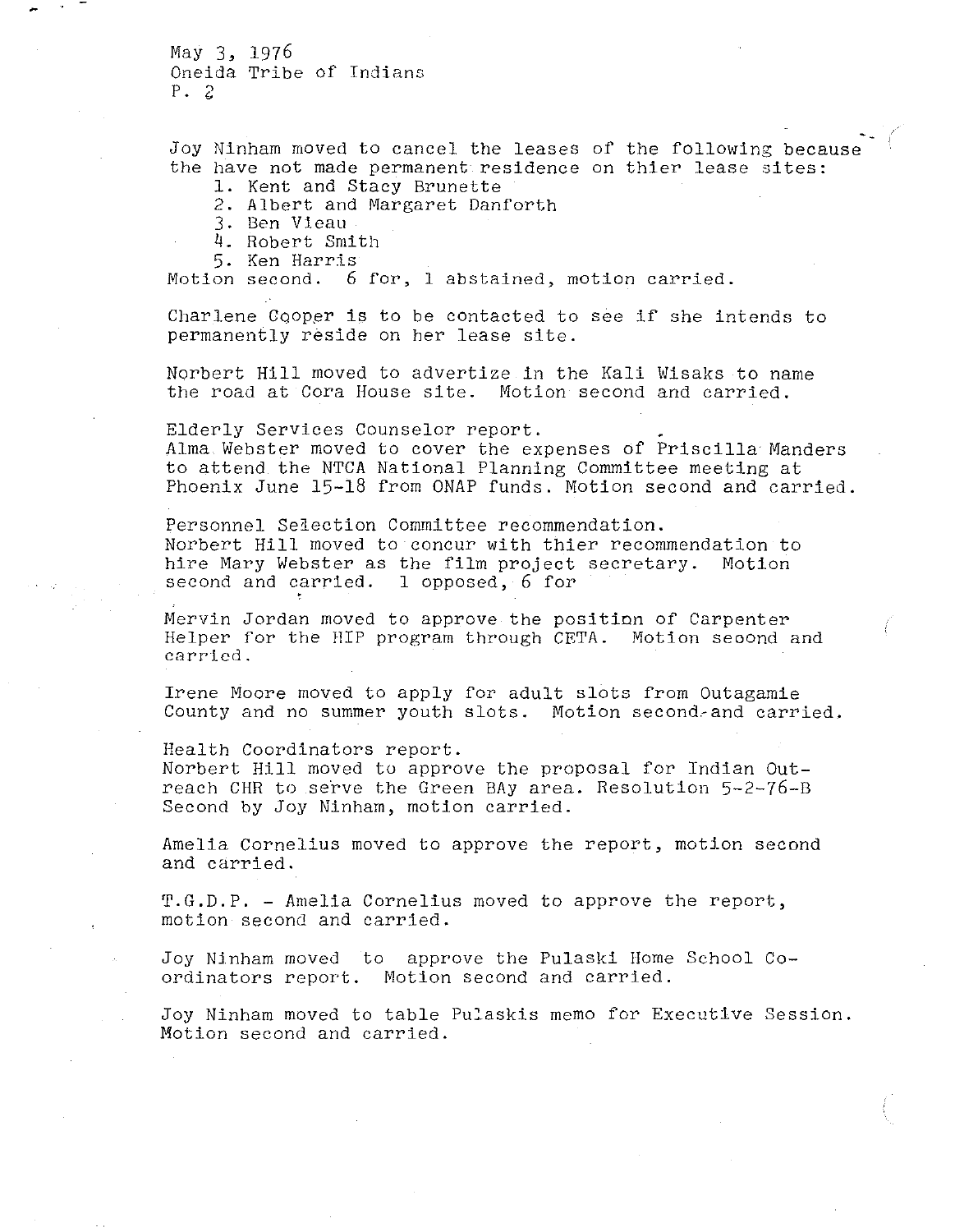Joy Ninham moved to cancel the leases of the following because the have not made permanent residence on thier lease sites:

1. Kent and Stacy Brunette
2. Albert and Margaret Danforth
3. Ben Vieau
4. Robert Smith
5. Ken Harris

Motion second. 6 for, 1 abstained, motion carried.

Charlene Cooper is to be contacted to see if she intends to permanently reside on her lease site.

Norbert Hill moved to advertize in the Kali Wisaks to name the road at Cora House site. Motion second and carried.

Elderly Services Counselor report.
Alma Webster moved to cover the expenses of Priscilla Manders to attend the NTCA National Planning Committee meeting at Phoenix June 15-18 from ONAP funds. Motion second and carried.

Personnel Selection Committee recommendation.
Norbert Hill moved to concur with thier recommendation to hire Mary Webster as the film project secretary. Motion second and carried. 1 opposed, 6 for

Mervin Jordan moved to approve the position of Carpenter Helper for the HIP program through CETA. Motion second and carried.

Irene Moore moved to apply for adult slots from Outagamie County and no summer youth slots. Motion second and carried.

Health Coordinators report.
Norbert Hill moved to approve the proposal for Indian Outreach CHR to serve the Green BAy area. Resolution 5-2-76-B Second by Joy Ninham, motion carried.

Amelia Cornelius moved to approve the report, motion second and carried.

T.G.D.P. - Amelia Cornelius moved to approve the report, motion second and carried.

Joy Ninham moved to approve the Pulaski Home School Coordinators report. Motion second and carried.

Joy Ninham moved to table Pulaskis memo for Executive Session. Motion second and carried.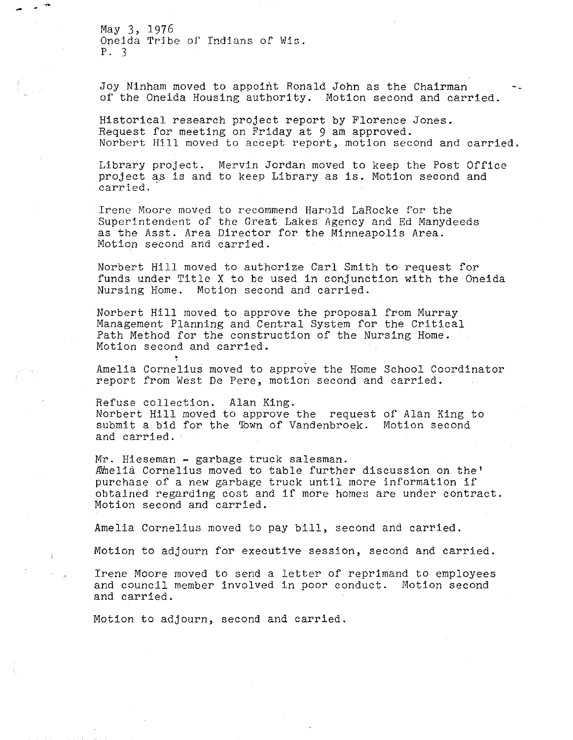Joy Ninham moved to appoint Ronald John as the Chairman of the Oneida Housing authority. Motion second and carried.

Historical research project report by Florence Jones. Request for meeting on Friday at 9 am approved. Norbert Hill moved to accept report, motion second and carried.

Library project. Mervin Jordan moved to keep the Post Office project as is and to keep Library as is. Motion second and carried.

Irene Moore moved to recommend Harold LaRocke for the Superintendent of the Great Lakes Agency and Ed Manydeeds as the Asst. Area Director for the Minneapolis Area. Motion second and carried.

Norbert Hill moved to authorize Carl Smith to request for funds under Title X to be used in conjunction with the Oneida Nursing Home. Motion second and carried.

Norbert Hill moved to approve the proposal from Murray Management Planning and Central System for the Critical Path Method for the construction of the Nursing Home. Motion second and carried.

Amelia Cornelius moved to approve the Home School Coordinator report from West De Pere, motion second and carried.

Refuse collection. Alan King.
Norbert Hill moved to approve the request of Alan King to submit a bid for the Town of Vandenbroek. Motion second and carried.

Mr. Hieseman - garbage truck salesman.
Amelia Cornelius moved to table further discussion on the purchase of a new garbage truck until more information if obtained regarding cost and if more homes are under contract. Motion second and carried.

Amelia Cornelius moved to pay bill, second and carried.

Motion to adjourn for executive session, second and carried.

Irene Moore moved to send a letter of reprimand to employees and council member involved in poor conduct. Motion second and carried.

Motion to adjourn, second and carried.